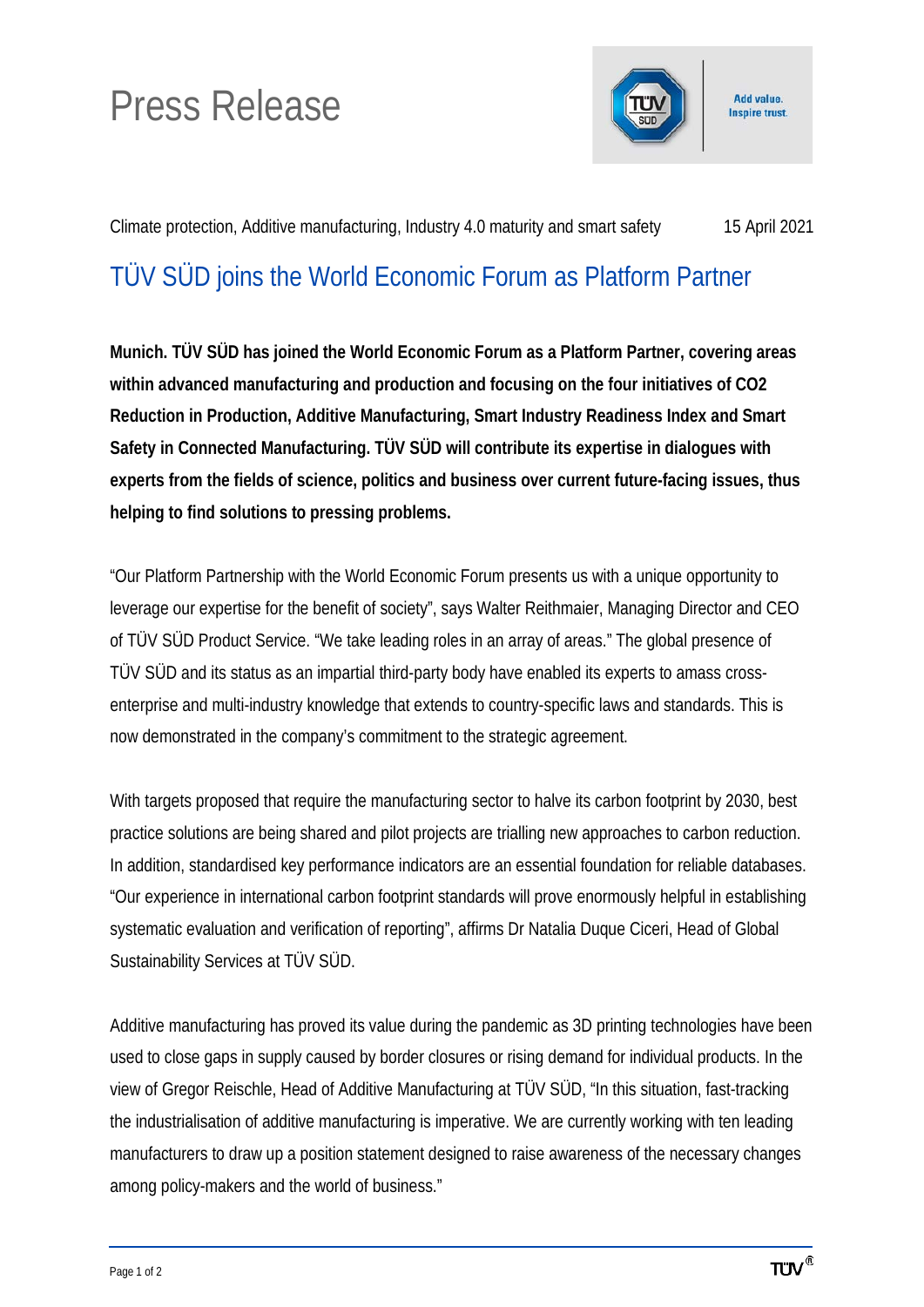# Press Release

Add value.
Inspire trust.

Climate protection, Additive manufacturing, Industry 4.0 maturity and smart safety 15 April 2021

## TÜV SÜD joins the World Economic Forum as Platform Partner

**Munich. TÜV SÜD has joined the World Economic Forum as a Platform Partner, covering areas within advanced manufacturing and production and focusing on the four initiatives of CO2 Reduction in Production, Additive Manufacturing, Smart Industry Readiness Index and Smart Safety in Connected Manufacturing. TÜV SÜD will contribute its expertise in dialogues with experts from the fields of science, politics and business over current future-facing issues, thus helping to find solutions to pressing problems.**

"Our Platform Partnership with the World Economic Forum presents us with a unique opportunity to leverage our expertise for the benefit of society", says Walter Reithmaier, Managing Director and CEO of TÜV SÜD Product Service. "We take leading roles in an array of areas." The global presence of TÜV SÜD and its status as an impartial third-party body have enabled its experts to amass cross-enterprise and multi-industry knowledge that extends to country-specific laws and standards. This is now demonstrated in the company's commitment to the strategic agreement.

With targets proposed that require the manufacturing sector to halve its carbon footprint by 2030, best practice solutions are being shared and pilot projects are trialling new approaches to carbon reduction. In addition, standardised key performance indicators are an essential foundation for reliable databases. "Our experience in international carbon footprint standards will prove enormously helpful in establishing systematic evaluation and verification of reporting", affirms Dr Natalia Duque Ciceri, Head of Global Sustainability Services at TÜV SÜD.

Additive manufacturing has proved its value during the pandemic as 3D printing technologies have been used to close gaps in supply caused by border closures or rising demand for individual products. In the view of Gregor Reischle, Head of Additive Manufacturing at TÜV SÜD, "In this situation, fast-tracking the industrialisation of additive manufacturing is imperative. We are currently working with ten leading manufacturers to draw up a position statement designed to raise awareness of the necessary changes among policy-makers and the world of business."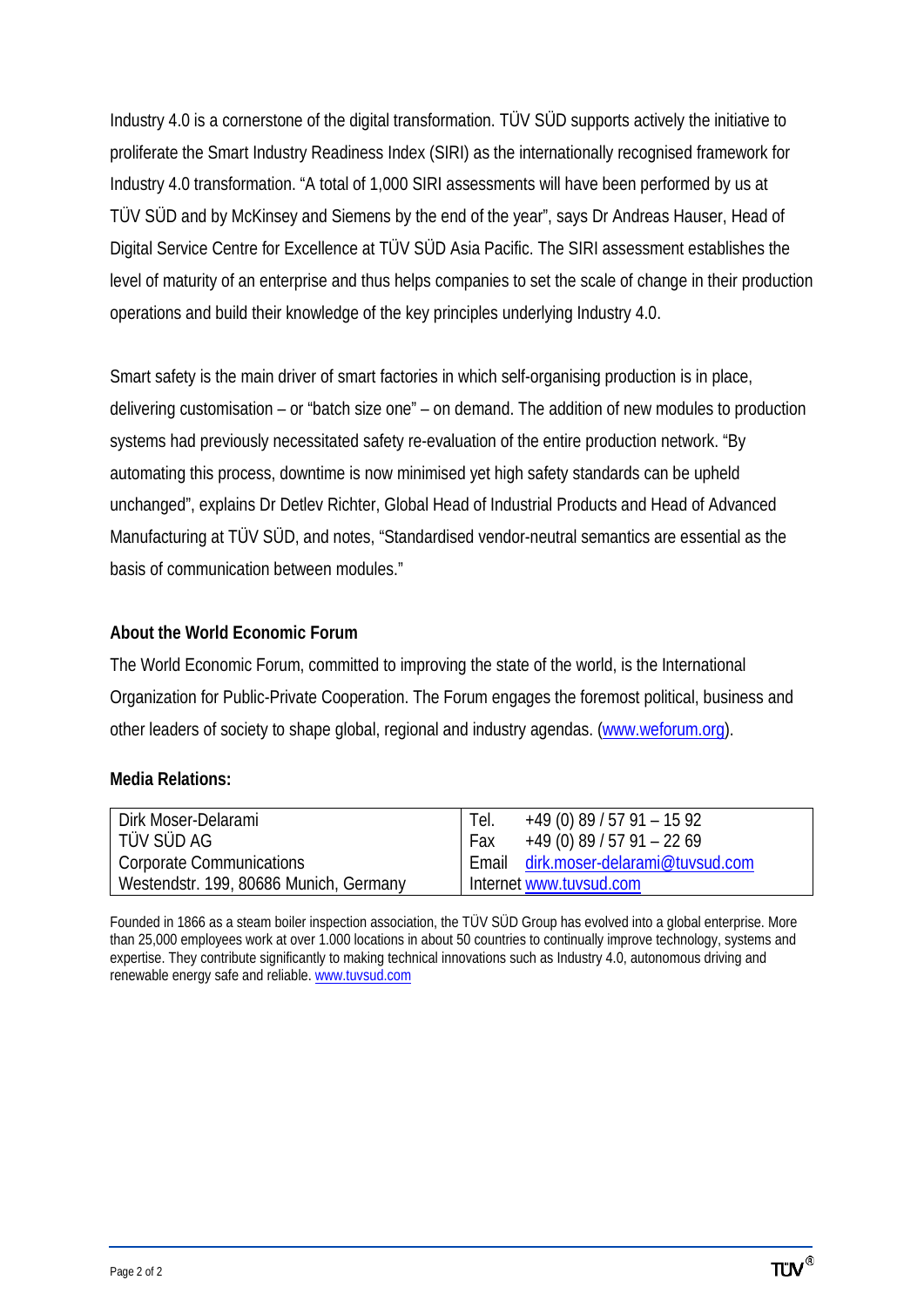Industry 4.0 is a cornerstone of the digital transformation. TÜV SÜD supports actively the initiative to proliferate the Smart Industry Readiness Index (SIRI) as the internationally recognised framework for Industry 4.0 transformation. “A total of 1,000 SIRI assessments will have been performed by us at TÜV SÜD and by McKinsey and Siemens by the end of the year”, says Dr Andreas Hauser, Head of Digital Service Centre for Excellence at TÜV SÜD Asia Pacific. The SIRI assessment establishes the level of maturity of an enterprise and thus helps companies to set the scale of change in their production operations and build their knowledge of the key principles underlying Industry 4.0.

Smart safety is the main driver of smart factories in which self-organising production is in place, delivering customisation – or “batch size one” – on demand. The addition of new modules to production systems had previously necessitated safety re-evaluation of the entire production network. “By automating this process, downtime is now minimised yet high safety standards can be upheld unchanged”, explains Dr Detlev Richter, Global Head of Industrial Products and Head of Advanced Manufacturing at TÜV SÜD, and notes, “Standardised vendor-neutral semantics are essential as the basis of communication between modules.”

**About the World Economic Forum**

The World Economic Forum, committed to improving the state of the world, is the International Organization for Public-Private Cooperation. The Forum engages the foremost political, business and other leaders of society to shape global, regional and industry agendas. (www.weforum.org).

**Media Relations:**

| | |
|---|---|
| Dirk Moser-Delarami<br>TÜV SÜD AG<br>Corporate Communications<br>Westendstr. 199, 80686 Munich, Germany | Tel. +49 (0) 89 / 57 91 – 15 92<br>Fax +49 (0) 89 / 57 91 – 22 69<br>Email dirk.moser-delarami@tuvsud.com<br>Internet www.tuvsud.com |

Founded in 1866 as a steam boiler inspection association, the TÜV SÜD Group has evolved into a global enterprise. More than 25,000 employees work at over 1.000 locations in about 50 countries to continually improve technology, systems and expertise. They contribute significantly to making technical innovations such as Industry 4.0, autonomous driving and renewable energy safe and reliable. www.tuvsud.com